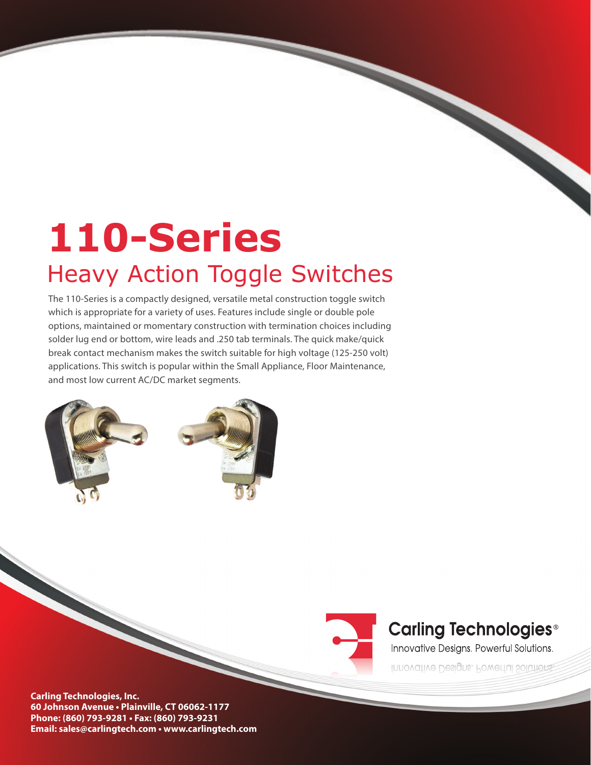# 110-Series

## Heavy Action Toggle Switches

The 110-Series is a compactly designed, versatile metal construction toggle switch which is appropriate for a variety of uses. Features include single or double pole options, maintained or momentary construction with termination choices including solder lug end or bottom, wire leads and .250 tab terminals. The quick make/quick break contact mechanism makes the switch suitable for high voltage (125-250 volt) applications. This switch is popular within the Small Appliance, Floor Maintenance, and most low current AC/DC market segments.

Carling Technologies®

Innovative Designs. Powerful Solutions.

**Carling Technologies, Inc.**
**60 Johnson Avenue • Plainville, CT 06062-1177**
**Phone: (860) 793-9281 • Fax: (860) 793-9231**
**Email: sales@carlingtech.com • www.carlingtech.com**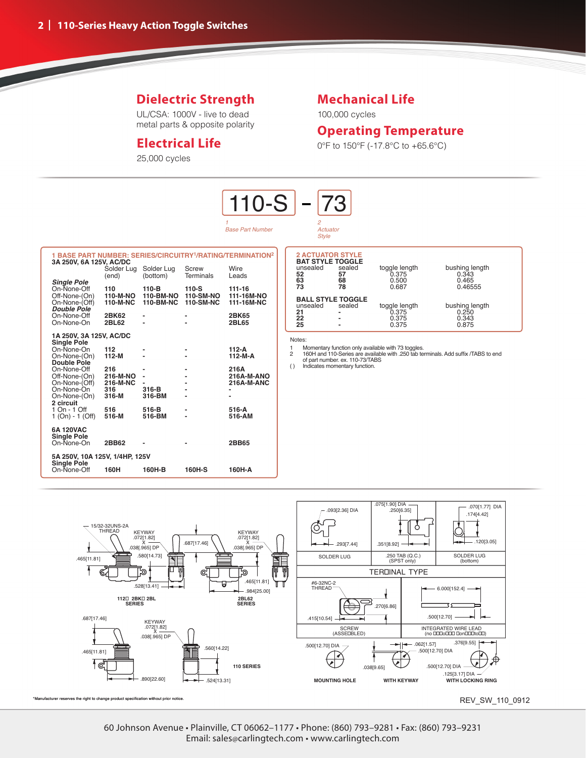## Dielectric Strength

UL/CSA: 1000V - live to dead metal parts & opposite polarity

## Electrical Life

25,000 cycles

## Mechanical Life

100,000 cycles

## Operating Temperature

0°F to 150°F (-17.8°C to +65.6°C)

110-S - 73

1 *Base Part Number*

2 *Actuator Style*

### 1 BASE PART NUMBER: SERIES/CIRCUITRY[1]/RATING/TERMINATION[2]

| 3A 250V, 6A 125V, AC/DC | Solder Lug (end) | Solder Lug (bottom) | Screw Terminals | Wire Leads |
|---|---|---|---|---|
| ***Single Pole*** | | | | |
| On-None-Off | **110** | **110-B** | **110-S** | **111-16** |
| Off-None-(On) | **110-M-NO** | **110-BM-NO** | **110-SM-NO** | **111-16M-NO** |
| On-None-(Off) | **110-M-NC** | **110-BM-NC** | **110-SM-NC** | **111-16M-NC** |
| ***Double Pole*** | | | | |
| On-None-Off | **2BK62** | - | - | **2BK65** |
| On-None-On | **2BL62** | - | - | **2BL65** |
| **1A 250V, 3A 125V, AC/DC** | | | | |
| **Single Pole** | | | | |
| On-None-On | **112** | - | - | **112-A** |
| On-None-(On) | **112-M** | - | - | **112-M-A** |
| **Double Pole** | | | | |
| On-None-Off | **216** | - | - | **216A** |
| Off-None-(On) | **216-M-NO** | - | - | **216A-M-ANO** |
| On-None-(Off) | **216-M-NC** | - | - | **216A-M-ANC** |
| On-None-On | **316** | **316-B** | - | - |
| On-None-(On) | **316-M** | **316-BM** | - | - |
| **2 circuit** | | | | |
| 1 On - 1 Off | **516** | **516-B** | - | **516-A** |
| 1 (On) - 1 (Off) | **516-M** | **516-BM** | - | **516-AM** |
| **6A 120VAC** | | | | |
| **Single Pole** | | | | |
| On-None-On | **2BB62** | - | - | **2BB65** |
| **5A 250V, 10A 125V, 1/4HP, 125V** | | | | |
| **Single Pole** | | | | |
| On-None-Off | **160H** | **160H-B** | **160H-S** | **160H-A** |

### 2 ACTUATOR STYLE

| | | | |
|---|---|---|---|
| **BAT STYLE TOGGLE** | | | |
| unsealed | sealed | toggle length | bushing length |
| **52** | **57** | 0.375 | 0.343 |
| **63** | **68** | 0.500 | 0.465 |
| **73** | **78** | 0.687 | 0.46555 |
| **BALL STYLE TOGGLE** | | | |
| unsealed | sealed | toggle length | bushing length |
| **21** | - | 0.375 | 0.250 |
| **22** | - | 0.375 | 0.343 |
| **25** | - | 0.375 | 0.875 |

Notes:

1 Momentary function only available with 73 toggles.

2 160H and 110-Series are available with .250 tab terminals. Add suffix /TABS to end of part number. ex. 110-73/TABS

( ) Indicates momentary function.

15/32-32UNS-2A THREAD
KEYWAY .072[1.82] X .038[.965] DP
.580[14.73]
.465[11.81]
.528[13.41]
.687[17.46]
KEYWAY .072[1.82] X .038[.965] DP
.465[11.81]
.984[25.00]
112□ 2BK□ 2BL SERIES
2BL62 SERIES
.687[17.46]
KEYWAY .072[1.82] X .038[.965] DP
.465[11.81]
.560[14.22]
.890[22.60]
.524[13.31]
110 SERIES

.093[2.36] DIA
.293[7.44]
SOLDER LUG
.075[1.90] DIA
.250[6.35]
.351[8.92]
.250 TAB (Q.C.) (SPST only)
.070[1.77] DIA
.174[4.42]
.120[3.05]
SOLDER LUG (bottom)
TERMINAL TYPE
#6-32NC-2 THREAD
.270[6.86]
.415[10.54]
SCREW (ASSEMBLED)
6.000[152.4]
.500[12.70]
INTEGRATED WIRE LEAD (no □□□o□□□ □on□□□to□□)

.500[12.70] DIA
MOUNTING HOLE
.062[1.57]
.500[12.70] DIA
.038[9.65]
WITH KEYWAY
.376[9.55]
.500[12.70] DIA
.125[3.17] DIA
WITH LOCKING RING

*Manufacturer reserves the right to change product specification without prior notice.

REV_SW_110_0912

60 Johnson Avenue • Plainville, CT 06062–1177 • Phone: (860) 793–9281 • Fax: (860) 793–9231
Email: sales@carlingtech.com • www.carlingtech.com